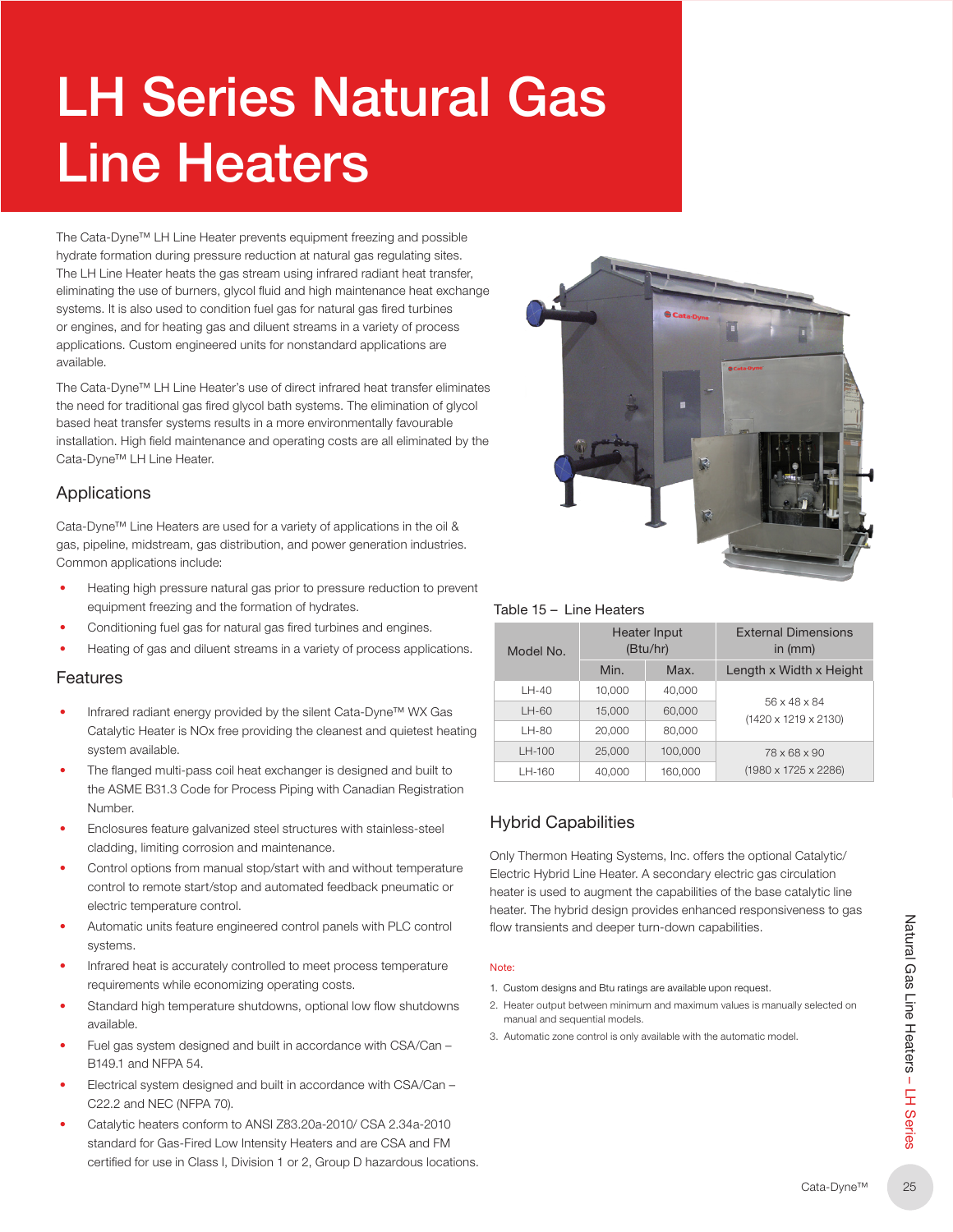# LH Series Natural Gas Line Heaters

The Cata-Dyne™ LH Line Heater prevents equipment freezing and possible hydrate formation during pressure reduction at natural gas regulating sites. The LH Line Heater heats the gas stream using infrared radiant heat transfer, eliminating the use of burners, glycol fluid and high maintenance heat exchange systems. It is also used to condition fuel gas for natural gas fired turbines or engines, and for heating gas and diluent streams in a variety of process applications. Custom engineered units for nonstandard applications are available.

The Cata-Dyne™ LH Line Heater's use of direct infrared heat transfer eliminates the need for traditional gas fired glycol bath systems. The elimination of glycol based heat transfer systems results in a more environmentally favourable installation. High field maintenance and operating costs are all eliminated by the Cata-Dyne™ LH Line Heater.

## Applications

Cata-Dyne™ Line Heaters are used for a variety of applications in the oil & gas, pipeline, midstream, gas distribution, and power generation industries. Common applications include:

- Heating high pressure natural gas prior to pressure reduction to prevent equipment freezing and the formation of hydrates.
- Conditioning fuel gas for natural gas fired turbines and engines.
- Heating of gas and diluent streams in a variety of process applications.

## Features

- Infrared radiant energy provided by the silent Cata-Dyne™ WX Gas Catalytic Heater is NOx free providing the cleanest and quietest heating system available.
- The flanged multi-pass coil heat exchanger is designed and built to the ASME B31.3 Code for Process Piping with Canadian Registration Number.
- Enclosures feature galvanized steel structures with stainless-steel cladding, limiting corrosion and maintenance.
- Control options from manual stop/start with and without temperature control to remote start/stop and automated feedback pneumatic or electric temperature control.
- Automatic units feature engineered control panels with PLC control systems.
- Infrared heat is accurately controlled to meet process temperature requirements while economizing operating costs.
- Standard high temperature shutdowns, optional low flow shutdowns available.
- Fuel gas system designed and built in accordance with CSA/Can – B149.1 and NFPA 54.
- Electrical system designed and built in accordance with CSA/Can – C22.2 and NEC (NFPA 70).
- Catalytic heaters conform to ANSI Z83.20a-2010/ CSA 2.34a-2010 standard for Gas-Fired Low Intensity Heaters and are CSA and FM certified for use in Class I, Division 1 or 2, Group D hazardous locations.

Table 15 – Line Heaters

| Model No. | Heater Input (Btu/hr) | | External Dimensions in (mm) |
|---|---|---|---|
| | Min. | Max. | Length x Width x Height |
| LH-40 | 10,000 | 40,000 | 56 x 48 x 84 (1420 x 1219 x 2130) |
| LH-60 | 15,000 | 60,000 | |
| LH-80 | 20,000 | 80,000 | |
| LH-100 | 25,000 | 100,000 | 78 x 68 x 90 (1980 x 1725 x 2286) |
| LH-160 | 40,000 | 160,000 | |

## Hybrid Capabilities

Only Thermon Heating Systems, Inc. offers the optional Catalytic/ Electric Hybrid Line Heater. A secondary electric gas circulation heater is used to augment the capabilities of the base catalytic line heater. The hybrid design provides enhanced responsiveness to gas flow transients and deeper turn-down capabilities.

Note:

1. Custom designs and Btu ratings are available upon request.
2. Heater output between minimum and maximum values is manually selected on manual and sequential models.
3. Automatic zone control is only available with the automatic model.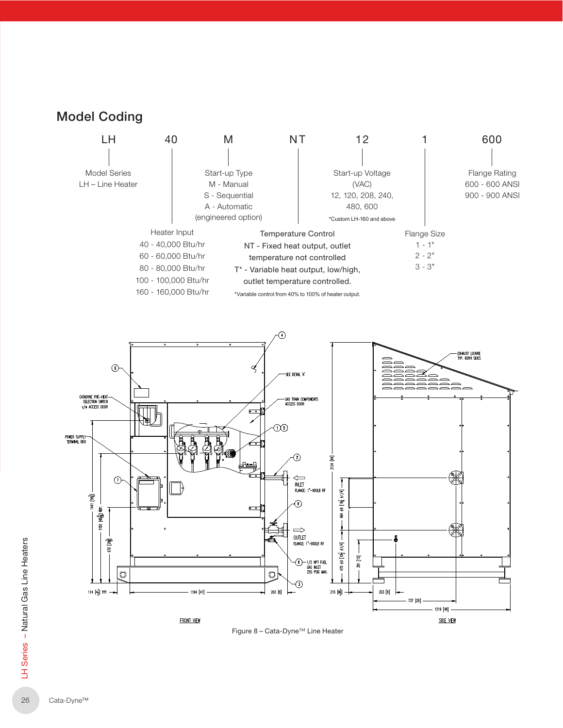## Model Coding

LH 40 M NT 12 1 600

**LH** – Model Series
LH – Line Heater

**40** – Heater Input
40 - 40,000 Btu/hr
60 - 60,000 Btu/hr
80 - 80,000 Btu/hr
100 - 100,000 Btu/hr
160 - 160,000 Btu/hr

**M** – Start-up Type
M - Manual
S - Sequential
A - Automatic
(engineered option)

**NT** – Temperature Control
NT - Fixed heat output, outlet temperature not controlled
T* - Variable heat output, low/high, outlet temperature controlled.

*Variable control from 40% to 100% of heater output.

**12** – Start-up Voltage (VAC)
12, 120, 208, 240, 480, 600

*Custom LH-160 and above

**1** – Flange Size
1 - 1"
2 - 2"
3 - 3"

**600** – Flange Rating
600 - 600 ANSI
900 - 900 ANSI

Figure 8 – Cata-Dyne™ Line Heater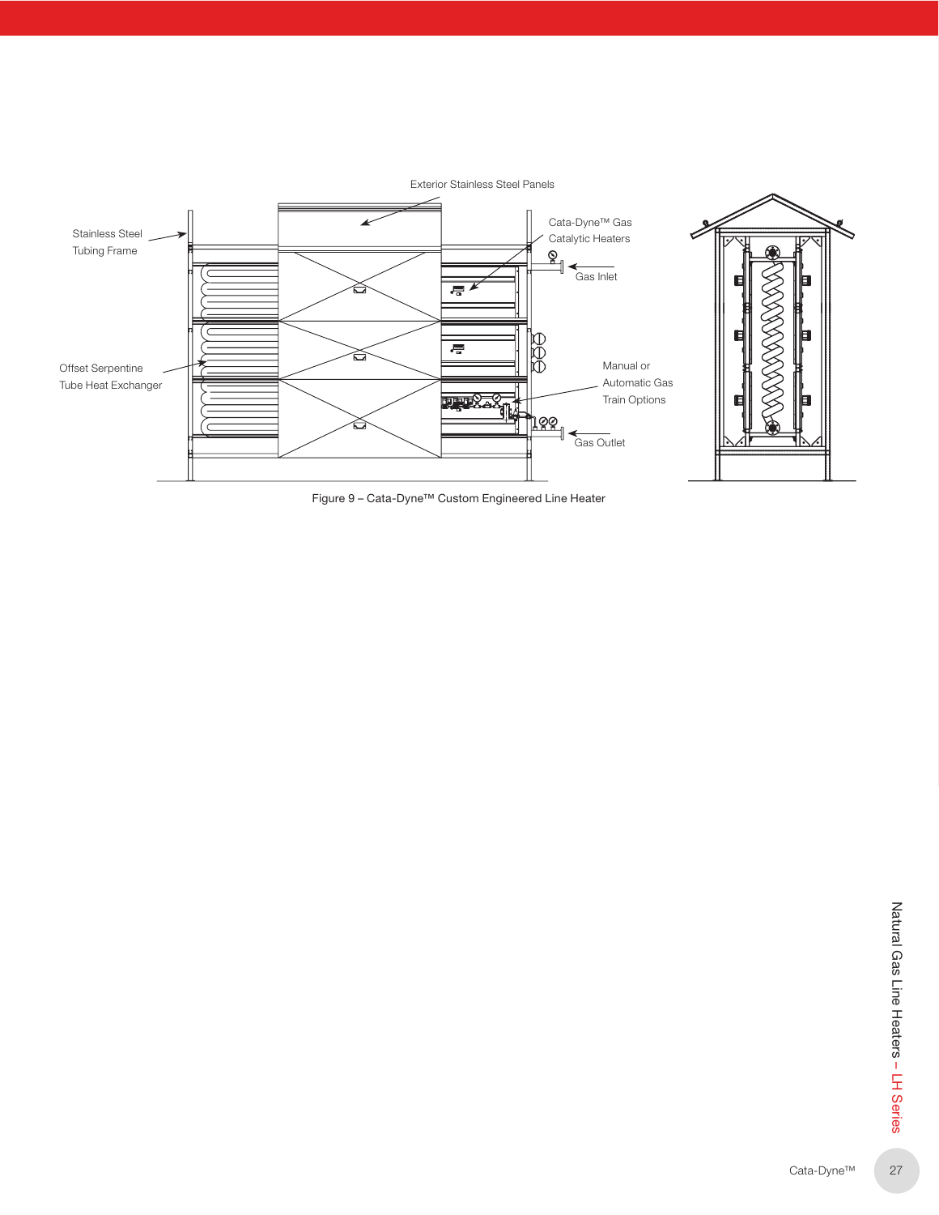Exterior Stainless Steel Panels

Stainless Steel Tubing Frame

Cata-Dyne™ Gas Catalytic Heaters

Gas Inlet

Offset Serpentine Tube Heat Exchanger

Manual or Automatic Gas Train Options

Gas Outlet

Figure 9 – Cata-Dyne™ Custom Engineered Line Heater